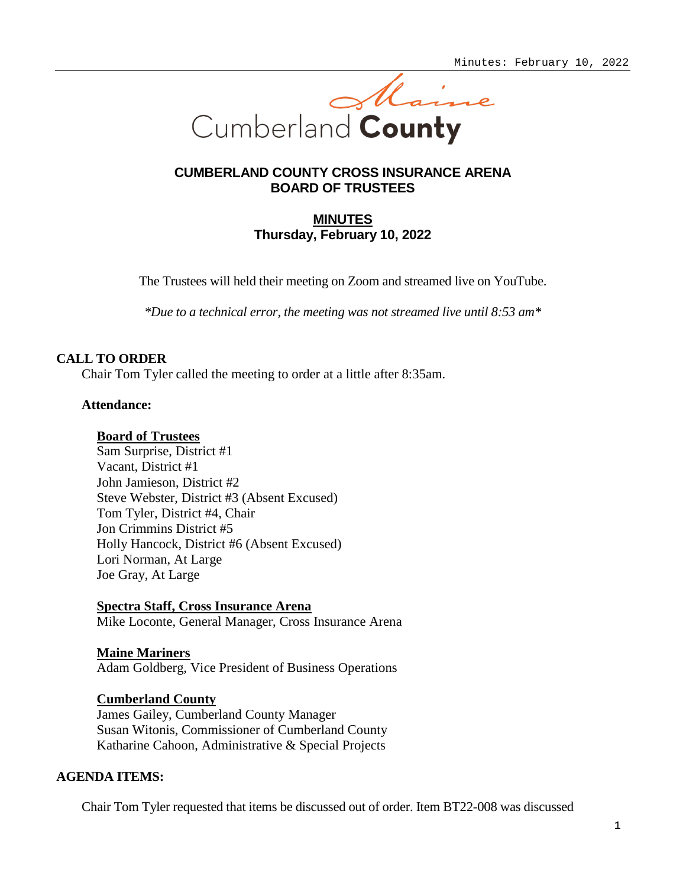Cumberland County

## CUMBERLAND COUNTY CROSS INSURANCE ARENA BOARD OF TRUSTEES

### MINUTES

**Thursday, February 10, 2022**

The Trustees will held their meeting on Zoom and streamed live on YouTube.

*\*Due to a technical error, the meeting was not streamed live until 8:53 am\**

## CALL TO ORDER

Chair Tom Tyler called the meeting to order at a little after 8:35am.

**Attendance:**

**Board of Trustees**
Sam Surprise, District #1
Vacant, District #1
John Jamieson, District #2
Steve Webster, District #3 (Absent Excused)
Tom Tyler, District #4, Chair
Jon Crimmins District #5
Holly Hancock, District #6 (Absent Excused)
Lori Norman, At Large
Joe Gray, At Large

**Spectra Staff, Cross Insurance Arena**
Mike Loconte, General Manager, Cross Insurance Arena

**Maine Mariners**
Adam Goldberg, Vice President of Business Operations

**Cumberland County**
James Gailey, Cumberland County Manager
Susan Witonis, Commissioner of Cumberland County
Katharine Cahoon, Administrative & Special Projects

## AGENDA ITEMS:

Chair Tom Tyler requested that items be discussed out of order. Item BT22-008 was discussed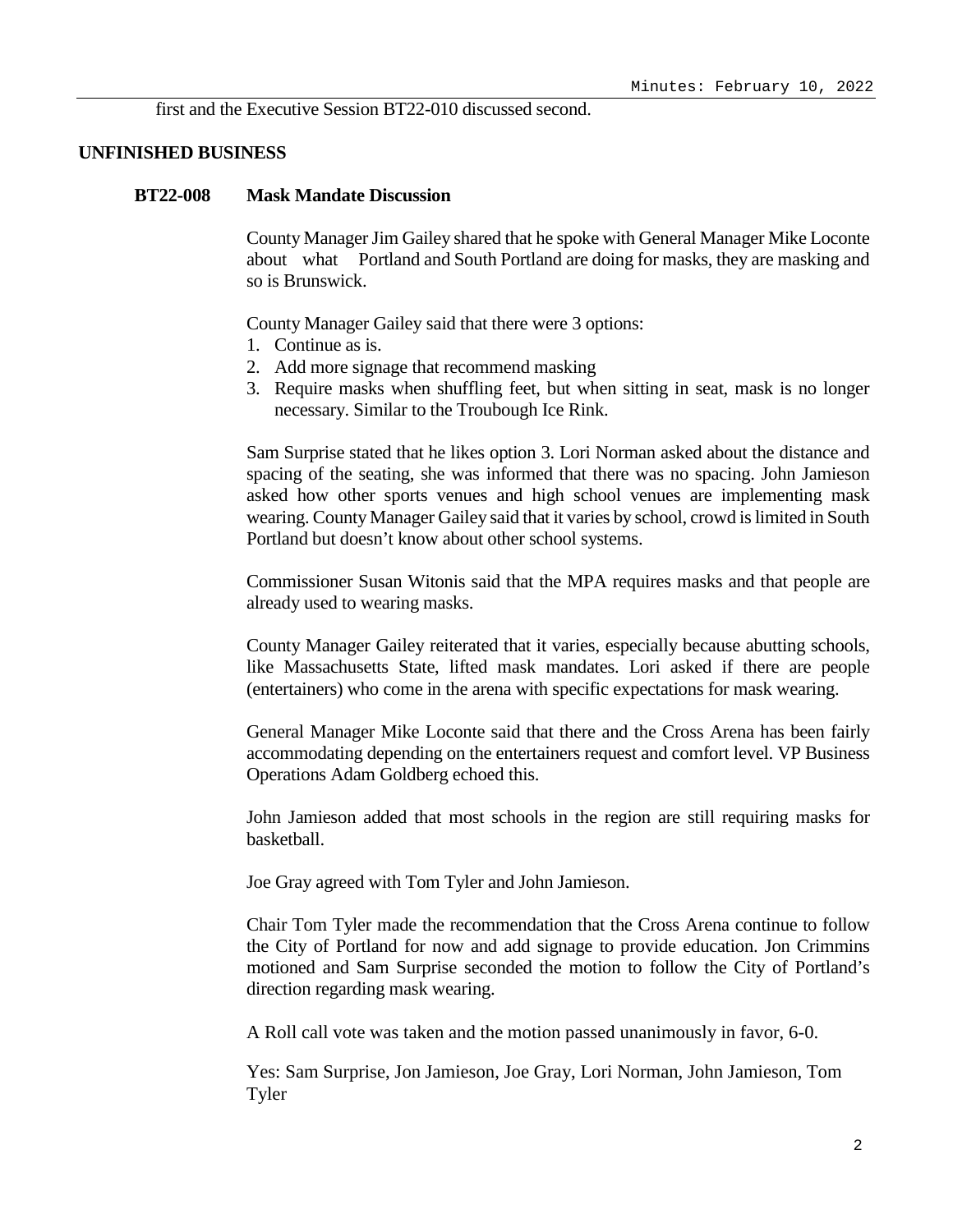first and the Executive Session BT22-010 discussed second.

## UNFINISHED BUSINESS

### BT22-008 Mask Mandate Discussion

County Manager Jim Gailey shared that he spoke with General Manager Mike Loconte about what Portland and South Portland are doing for masks, they are masking and so is Brunswick.

County Manager Gailey said that there were 3 options:

1. Continue as is.
2. Add more signage that recommend masking
3. Require masks when shuffling feet, but when sitting in seat, mask is no longer necessary. Similar to the Troubough Ice Rink.

Sam Surprise stated that he likes option 3. Lori Norman asked about the distance and spacing of the seating, she was informed that there was no spacing. John Jamieson asked how other sports venues and high school venues are implementing mask wearing. County Manager Gailey said that it varies by school, crowd is limited in South Portland but doesn't know about other school systems.

Commissioner Susan Witonis said that the MPA requires masks and that people are already used to wearing masks.

County Manager Gailey reiterated that it varies, especially because abutting schools, like Massachusetts State, lifted mask mandates. Lori asked if there are people (entertainers) who come in the arena with specific expectations for mask wearing.

General Manager Mike Loconte said that there and the Cross Arena has been fairly accommodating depending on the entertainers request and comfort level. VP Business Operations Adam Goldberg echoed this.

John Jamieson added that most schools in the region are still requiring masks for basketball.

Joe Gray agreed with Tom Tyler and John Jamieson.

Chair Tom Tyler made the recommendation that the Cross Arena continue to follow the City of Portland for now and add signage to provide education. Jon Crimmins motioned and Sam Surprise seconded the motion to follow the City of Portland's direction regarding mask wearing.

A Roll call vote was taken and the motion passed unanimously in favor, 6-0.

Yes: Sam Surprise, Jon Jamieson, Joe Gray, Lori Norman, John Jamieson, Tom Tyler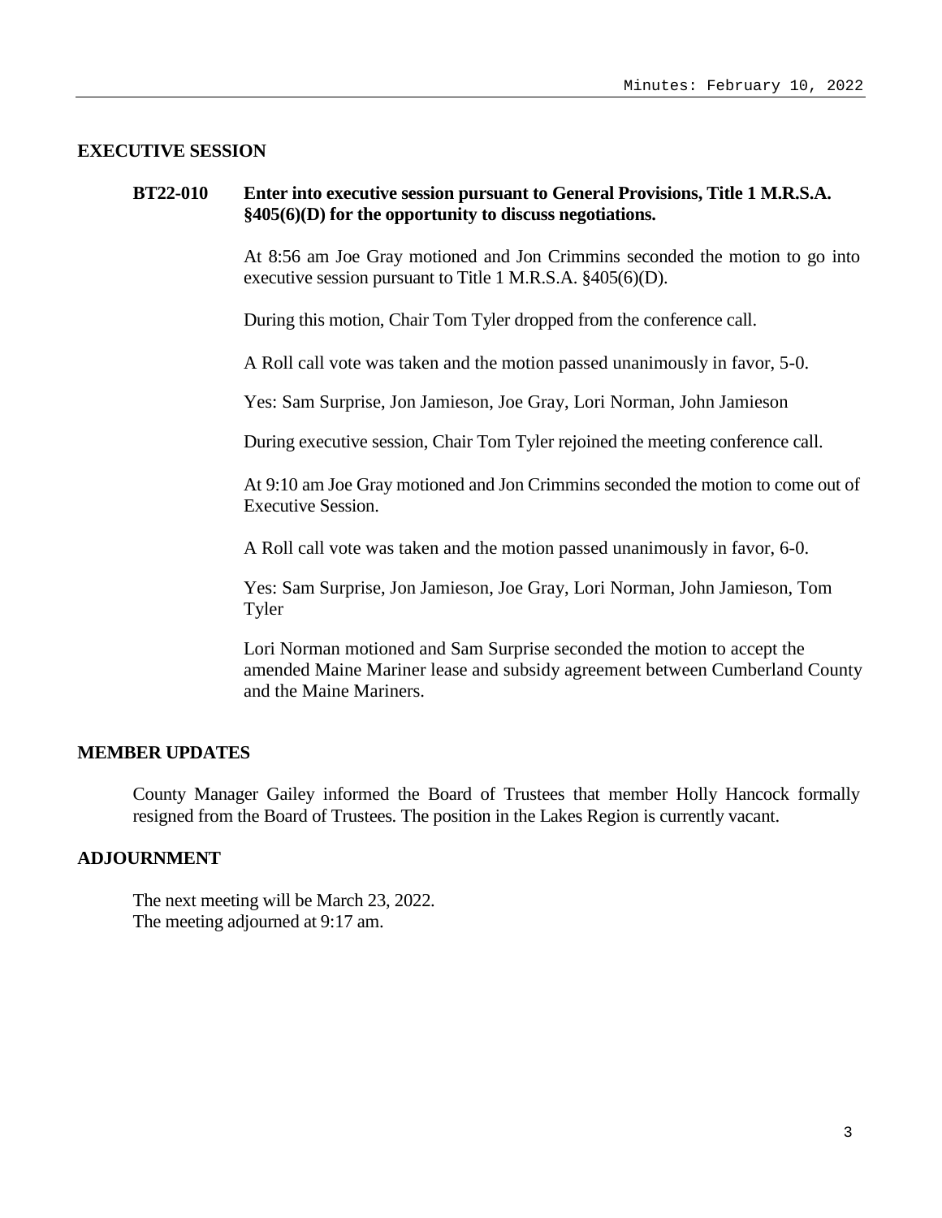## EXECUTIVE SESSION

**BT22-010 Enter into executive session pursuant to General Provisions, Title 1 M.R.S.A. §405(6)(D) for the opportunity to discuss negotiations.**

At 8:56 am Joe Gray motioned and Jon Crimmins seconded the motion to go into executive session pursuant to Title 1 M.R.S.A. §405(6)(D).

During this motion, Chair Tom Tyler dropped from the conference call.

A Roll call vote was taken and the motion passed unanimously in favor, 5-0.

Yes: Sam Surprise, Jon Jamieson, Joe Gray, Lori Norman, John Jamieson

During executive session, Chair Tom Tyler rejoined the meeting conference call.

At 9:10 am Joe Gray motioned and Jon Crimmins seconded the motion to come out of Executive Session.

A Roll call vote was taken and the motion passed unanimously in favor, 6-0.

Yes: Sam Surprise, Jon Jamieson, Joe Gray, Lori Norman, John Jamieson, Tom Tyler

Lori Norman motioned and Sam Surprise seconded the motion to accept the amended Maine Mariner lease and subsidy agreement between Cumberland County and the Maine Mariners.

## MEMBER UPDATES

County Manager Gailey informed the Board of Trustees that member Holly Hancock formally resigned from the Board of Trustees. The position in the Lakes Region is currently vacant.

## ADJOURNMENT

The next meeting will be March 23, 2022.
The meeting adjourned at 9:17 am.